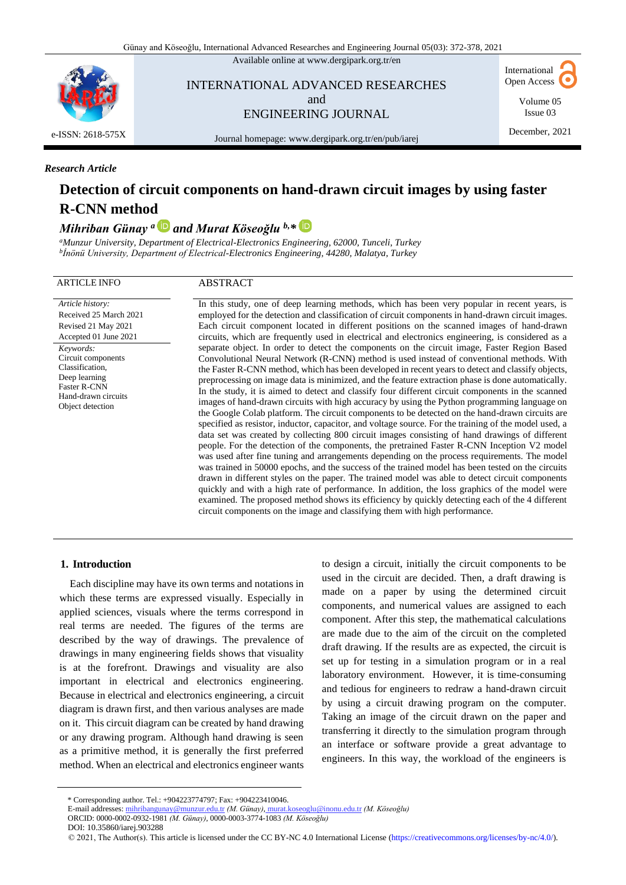*Research Article*

# Detection of circuit components on hand-drawn circuit images by using faster R-CNN method

***Mihriban Günay*** [a] ***and Murat Köseoğlu*** [b,*]

[a]*Munzur University, Department of Electrical-Electronics Engineering, 62000, Tunceli, Turkey*
[b]*İnönü University, Department of Electrical-Electronics Engineering, 44280, Malatya, Turkey*

| ARTICLE INFO | ABSTRACT |
|---|---|
| *Article history:*<br>Received 25 March 2021<br>Revised 21 May 2021<br>Accepted 01 June 2021<br>*Keywords:*<br>Circuit components<br>Classification,<br>Deep learning<br>Faster R-CNN<br>Hand-drawn circuits<br>Object detection | In this study, one of deep learning methods, which has been very popular in recent years, is employed for the detection and classification of circuit components in hand-drawn circuit images. Each circuit component located in different positions on the scanned images of hand-drawn circuits, which are frequently used in electrical and electronics engineering, is considered as a separate object. In order to detect the components on the circuit image, Faster Region Based Convolutional Neural Network (R-CNN) method is used instead of conventional methods. With the Faster R-CNN method, which has been developed in recent years to detect and classify objects, preprocessing on image data is minimized, and the feature extraction phase is done automatically. In the study, it is aimed to detect and classify four different circuit components in the scanned images of hand-drawn circuits with high accuracy by using the Python programming language on the Google Colab platform. The circuit components to be detected on the hand-drawn circuits are specified as resistor, inductor, capacitor, and voltage source. For the training of the model used, a data set was created by collecting 800 circuit images consisting of hand drawings of different people. For the detection of the components, the pretrained Faster R-CNN Inception V2 model was used after fine tuning and arrangements depending on the process requirements. The model was trained in 50000 epochs, and the success of the trained model has been tested on the circuits drawn in different styles on the paper. The trained model was able to detect circuit components quickly and with a high rate of performance. In addition, the loss graphics of the model were examined. The proposed method shows its efficiency by quickly detecting each of the 4 different circuit components on the image and classifying them with high performance. |

## 1. Introduction

Each discipline may have its own terms and notations in which these terms are expressed visually. Especially in applied sciences, visuals where the terms correspond in real terms are needed. The figures of the terms are described by the way of drawings. The prevalence of drawings in many engineering fields shows that visuality is at the forefront. Drawings and visuality are also important in electrical and electronics engineering. Because in electrical and electronics engineering, a circuit diagram is drawn first, and then various analyses are made on it. This circuit diagram can be created by hand drawing or any drawing program. Although hand drawing is seen as a primitive method, it is generally the first preferred method. When an electrical and electronics engineer wants to design a circuit, initially the circuit components to be used in the circuit are decided. Then, a draft drawing is made on a paper by using the determined circuit components, and numerical values are assigned to each component. After this step, the mathematical calculations are made due to the aim of the circuit on the completed draft drawing. If the results are as expected, the circuit is set up for testing in a simulation program or in a real laboratory environment. However, it is time-consuming and tedious for engineers to redraw a hand-drawn circuit by using a circuit drawing program on the computer. Taking an image of the circuit drawn on the paper and transferring it directly to the simulation program through an interface or software provide a great advantage to engineers. In this way, the workload of the engineers is

---

\* Corresponding author. Tel.: +904223774797; Fax: +904223410046.
E-mail addresses: mihribangunay@munzur.edu.tr *(M. Günay)*, murat.koseoglu@inonu.edu.tr *(M. Köseoğlu)*
ORCID: 0000-0002-0932-1981 *(M. Günay)*, 0000-0003-3774-1083 *(M. Köseoğlu)*
DOI: 10.35860/iarej.903288
© 2021, The Author(s). This article is licensed under the CC BY-NC 4.0 International License (https://creativecommons.org/licenses/by-nc/4.0/).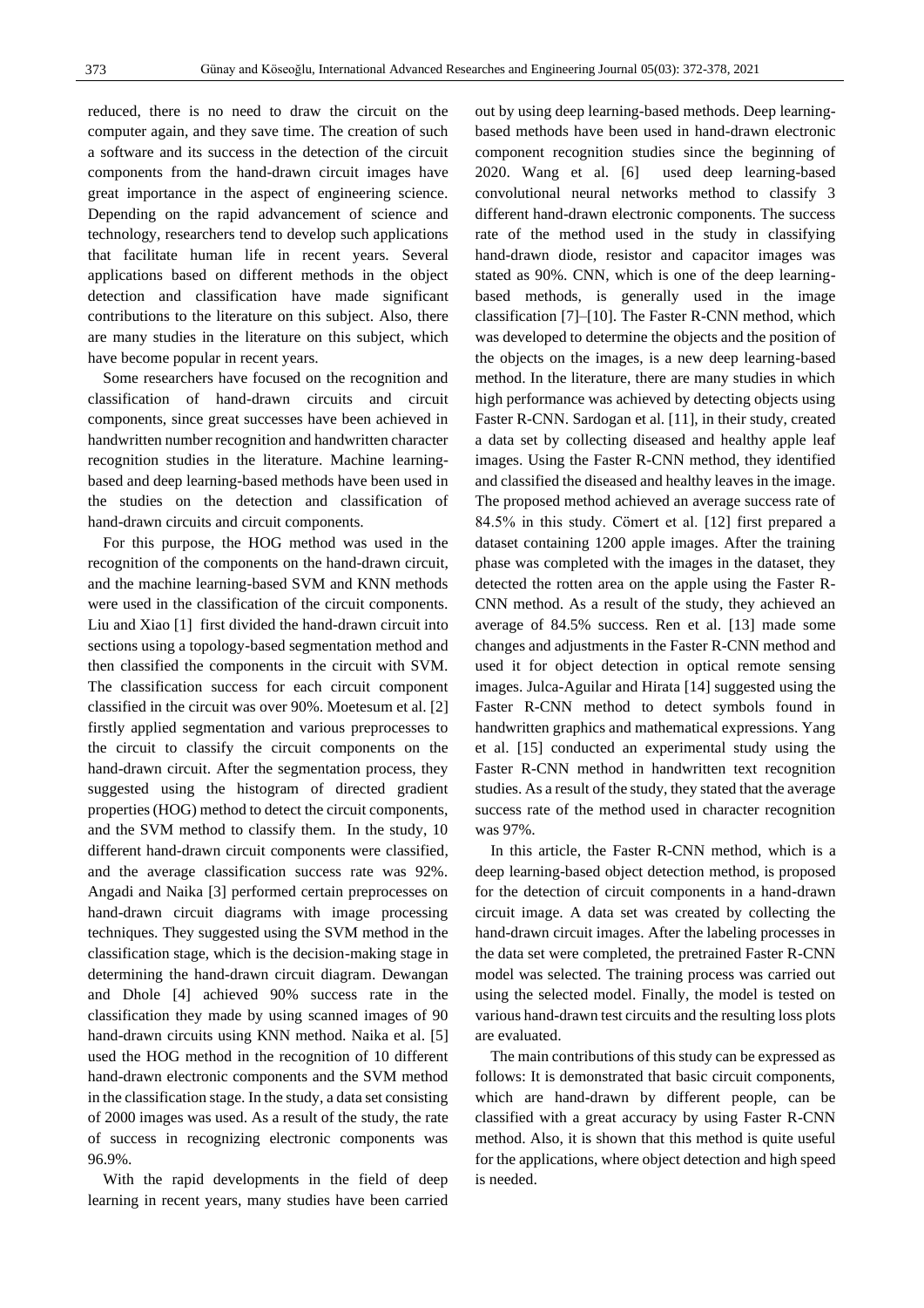reduced, there is no need to draw the circuit on the computer again, and they save time. The creation of such a software and its success in the detection of the circuit components from the hand-drawn circuit images have great importance in the aspect of engineering science. Depending on the rapid advancement of science and technology, researchers tend to develop such applications that facilitate human life in recent years. Several applications based on different methods in the object detection and classification have made significant contributions to the literature on this subject. Also, there are many studies in the literature on this subject, which have become popular in recent years.

Some researchers have focused on the recognition and classification of hand-drawn circuits and circuit components, since great successes have been achieved in handwritten number recognition and handwritten character recognition studies in the literature. Machine learning-based and deep learning-based methods have been used in the studies on the detection and classification of hand-drawn circuits and circuit components.

For this purpose, the HOG method was used in the recognition of the components on the hand-drawn circuit, and the machine learning-based SVM and KNN methods were used in the classification of the circuit components. Liu and Xiao [1] first divided the hand-drawn circuit into sections using a topology-based segmentation method and then classified the components in the circuit with SVM. The classification success for each circuit component classified in the circuit was over 90%. Moetesum et al. [2] firstly applied segmentation and various preprocesses to the circuit to classify the circuit components on the hand-drawn circuit. After the segmentation process, they suggested using the histogram of directed gradient properties (HOG) method to detect the circuit components, and the SVM method to classify them. In the study, 10 different hand-drawn circuit components were classified, and the average classification success rate was 92%. Angadi and Naika [3] performed certain preprocesses on hand-drawn circuit diagrams with image processing techniques. They suggested using the SVM method in the classification stage, which is the decision-making stage in determining the hand-drawn circuit diagram. Dewangan and Dhole [4] achieved 90% success rate in the classification they made by using scanned images of 90 hand-drawn circuits using KNN method. Naika et al. [5] used the HOG method in the recognition of 10 different hand-drawn electronic components and the SVM method in the classification stage. In the study, a data set consisting of 2000 images was used. As a result of the study, the rate of success in recognizing electronic components was 96.9%.

With the rapid developments in the field of deep learning in recent years, many studies have been carried out by using deep learning-based methods. Deep learning-based methods have been used in hand-drawn electronic component recognition studies since the beginning of 2020. Wang et al. [6] used deep learning-based convolutional neural networks method to classify 3 different hand-drawn electronic components. The success rate of the method used in the study in classifying hand-drawn diode, resistor and capacitor images was stated as 90%. CNN, which is one of the deep learning-based methods, is generally used in the image classification [7]–[10]. The Faster R-CNN method, which was developed to determine the objects and the position of the objects on the images, is a new deep learning-based method. In the literature, there are many studies in which high performance was achieved by detecting objects using Faster R-CNN. Sardogan et al. [11], in their study, created a data set by collecting diseased and healthy apple leaf images. Using the Faster R-CNN method, they identified and classified the diseased and healthy leaves in the image. The proposed method achieved an average success rate of 84.5% in this study. Cömert et al. [12] first prepared a dataset containing 1200 apple images. After the training phase was completed with the images in the dataset, they detected the rotten area on the apple using the Faster R-CNN method. As a result of the study, they achieved an average of 84.5% success. Ren et al. [13] made some changes and adjustments in the Faster R-CNN method and used it for object detection in optical remote sensing images. Julca-Aguilar and Hirata [14] suggested using the Faster R-CNN method to detect symbols found in handwritten graphics and mathematical expressions. Yang et al. [15] conducted an experimental study using the Faster R-CNN method in handwritten text recognition studies. As a result of the study, they stated that the average success rate of the method used in character recognition was 97%.

In this article, the Faster R-CNN method, which is a deep learning-based object detection method, is proposed for the detection of circuit components in a hand-drawn circuit image. A data set was created by collecting the hand-drawn circuit images. After the labeling processes in the data set were completed, the pretrained Faster R-CNN model was selected. The training process was carried out using the selected model. Finally, the model is tested on various hand-drawn test circuits and the resulting loss plots are evaluated.

The main contributions of this study can be expressed as follows: It is demonstrated that basic circuit components, which are hand-drawn by different people, can be classified with a great accuracy by using Faster R-CNN method. Also, it is shown that this method is quite useful for the applications, where object detection and high speed is needed.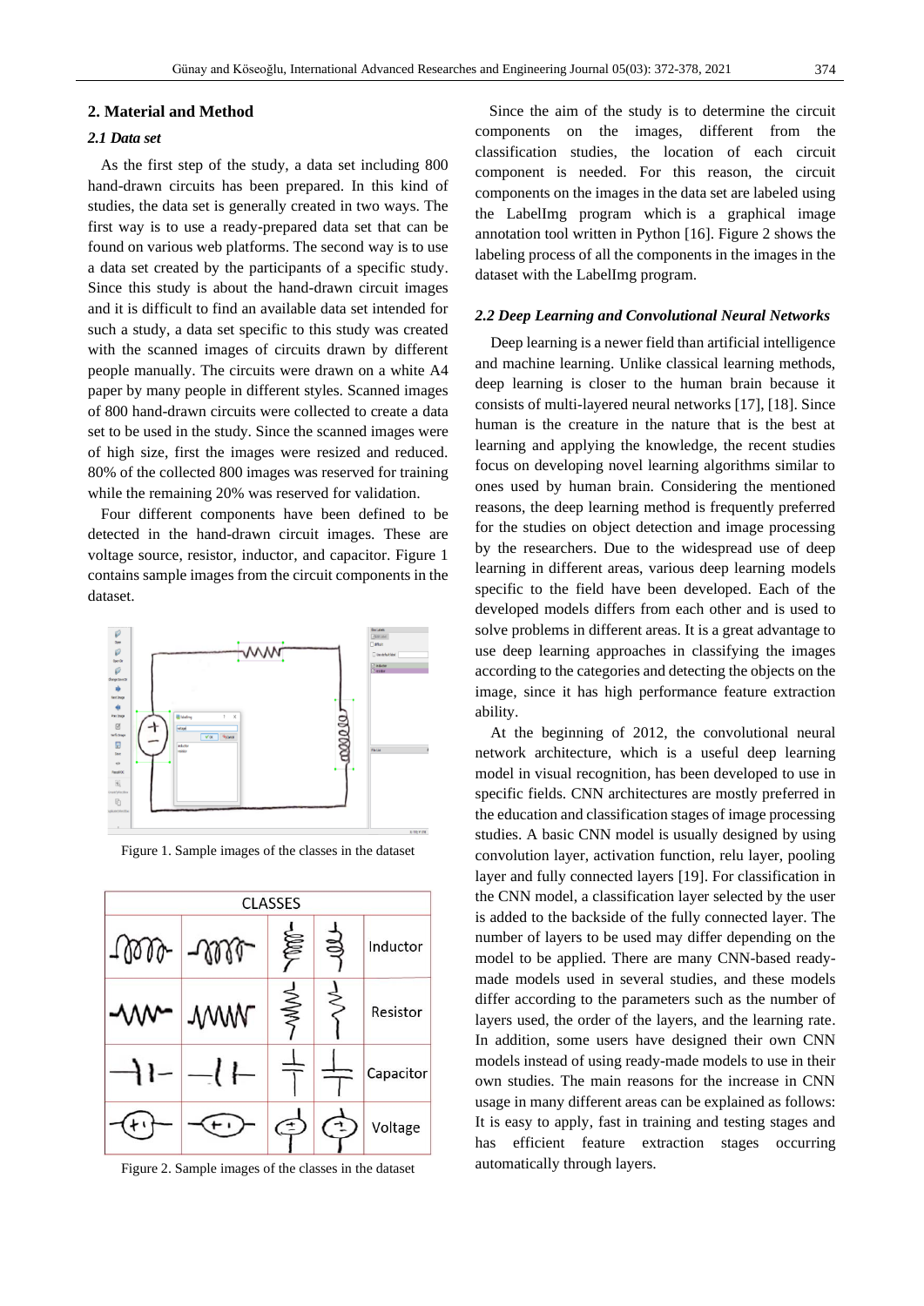## 2. Material and Method

### 2.1 Data set

As the first step of the study, a data set including 800 hand-drawn circuits has been prepared. In this kind of studies, the data set is generally created in two ways. The first way is to use a ready-prepared data set that can be found on various web platforms. The second way is to use a data set created by the participants of a specific study. Since this study is about the hand-drawn circuit images and it is difficult to find an available data set intended for such a study, a data set specific to this study was created with the scanned images of circuits drawn by different people manually. The circuits were drawn on a white A4 paper by many people in different styles. Scanned images of 800 hand-drawn circuits were collected to create a data set to be used in the study. Since the scanned images were of high size, first the images were resized and reduced. 80% of the collected 800 images was reserved for training while the remaining 20% was reserved for validation.

Four different components have been defined to be detected in the hand-drawn circuit images. These are voltage source, resistor, inductor, and capacitor. Figure 1 contains sample images from the circuit components in the dataset.

Figure 1. Sample images of the classes in the dataset

Figure 2. Sample images of the classes in the dataset

Since the aim of the study is to determine the circuit components on the images, different from the classification studies, the location of each circuit component is needed. For this reason, the circuit components on the images in the data set are labeled using the LabelImg program which is a graphical image annotation tool written in Python [16]. Figure 2 shows the labeling process of all the components in the images in the dataset with the LabelImg program.

### 2.2 Deep Learning and Convolutional Neural Networks

Deep learning is a newer field than artificial intelligence and machine learning. Unlike classical learning methods, deep learning is closer to the human brain because it consists of multi-layered neural networks [17], [18]. Since human is the creature in the nature that is the best at learning and applying the knowledge, the recent studies focus on developing novel learning algorithms similar to ones used by human brain. Considering the mentioned reasons, the deep learning method is frequently preferred for the studies on object detection and image processing by the researchers. Due to the widespread use of deep learning in different areas, various deep learning models specific to the field have been developed. Each of the developed models differs from each other and is used to solve problems in different areas. It is a great advantage to use deep learning approaches in classifying the images according to the categories and detecting the objects on the image, since it has high performance feature extraction ability.

At the beginning of 2012, the convolutional neural network architecture, which is a useful deep learning model in visual recognition, has been developed to use in specific fields. CNN architectures are mostly preferred in the education and classification stages of image processing studies. A basic CNN model is usually designed by using convolution layer, activation function, relu layer, pooling layer and fully connected layers [19]. For classification in the CNN model, a classification layer selected by the user is added to the backside of the fully connected layer. The number of layers to be used may differ depending on the model to be applied. There are many CNN-based ready-made models used in several studies, and these models differ according to the parameters such as the number of layers used, the order of the layers, and the learning rate. In addition, some users have designed their own CNN models instead of using ready-made models to use in their own studies. The main reasons for the increase in CNN usage in many different areas can be explained as follows: It is easy to apply, fast in training and testing stages and has efficient feature extraction stages occurring automatically through layers.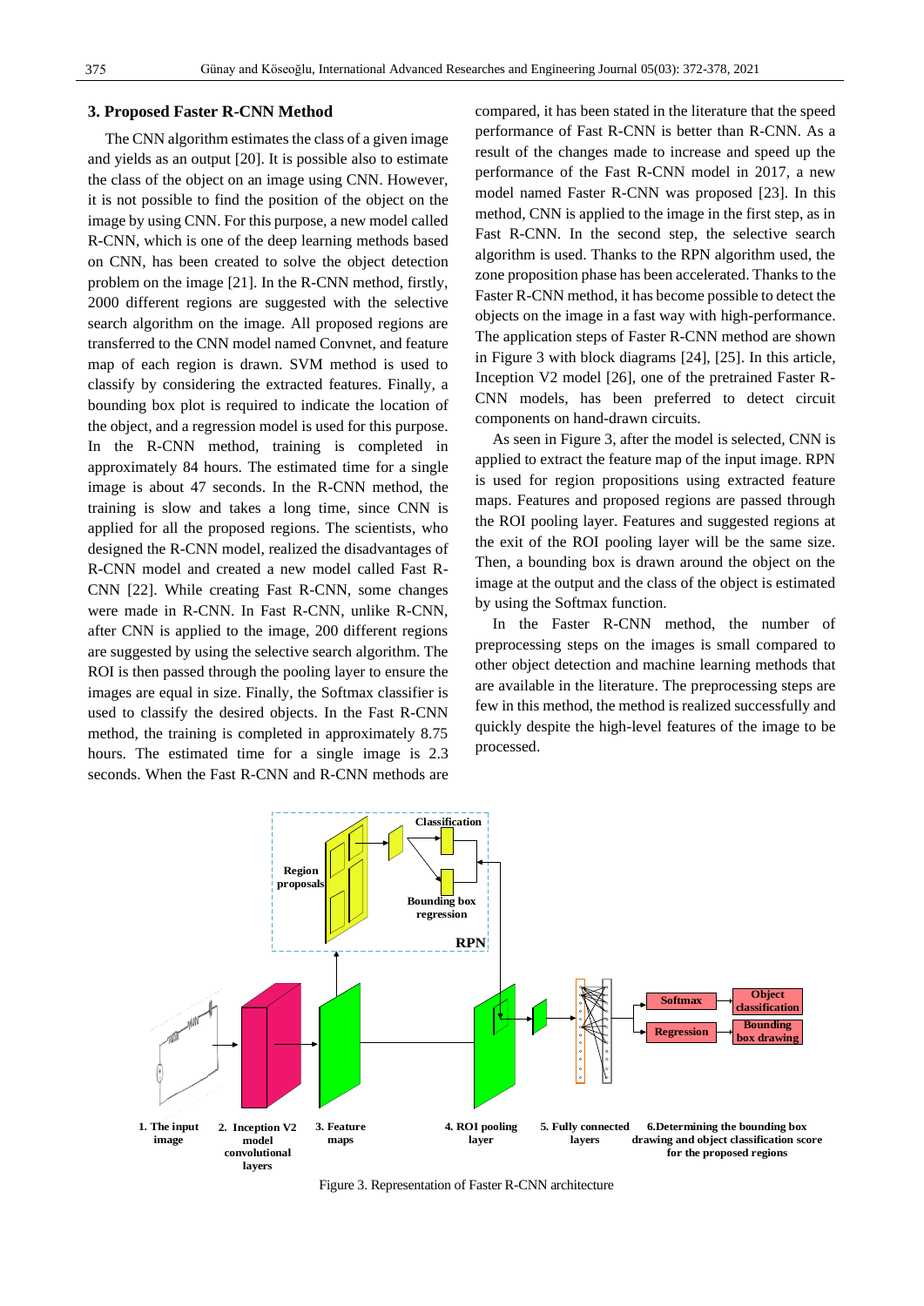## 3. Proposed Faster R-CNN Method

The CNN algorithm estimates the class of a given image and yields as an output [20]. It is possible also to estimate the class of the object on an image using CNN. However, it is not possible to find the position of the object on the image by using CNN. For this purpose, a new model called R-CNN, which is one of the deep learning methods based on CNN, has been created to solve the object detection problem on the image [21]. In the R-CNN method, firstly, 2000 different regions are suggested with the selective search algorithm on the image. All proposed regions are transferred to the CNN model named Convnet, and feature map of each region is drawn. SVM method is used to classify by considering the extracted features. Finally, a bounding box plot is required to indicate the location of the object, and a regression model is used for this purpose. In the R-CNN method, training is completed in approximately 84 hours. The estimated time for a single image is about 47 seconds. In the R-CNN method, the training is slow and takes a long time, since CNN is applied for all the proposed regions. The scientists, who designed the R-CNN model, realized the disadvantages of R-CNN model and created a new model called Fast R-CNN [22]. While creating Fast R-CNN, some changes were made in R-CNN. In Fast R-CNN, unlike R-CNN, after CNN is applied to the image, 200 different regions are suggested by using the selective search algorithm. The ROI is then passed through the pooling layer to ensure the images are equal in size. Finally, the Softmax classifier is used to classify the desired objects. In the Fast R-CNN method, the training is completed in approximately 8.75 hours. The estimated time for a single image is 2.3 seconds. When the Fast R-CNN and R-CNN methods are compared, it has been stated in the literature that the speed performance of Fast R-CNN is better than R-CNN. As a result of the changes made to increase and speed up the performance of the Fast R-CNN model in 2017, a new model named Faster R-CNN was proposed [23]. In this method, CNN is applied to the image in the first step, as in Fast R-CNN. In the second step, the selective search algorithm is used. Thanks to the RPN algorithm used, the zone proposition phase has been accelerated. Thanks to the Faster R-CNN method, it has become possible to detect the objects on the image in a fast way with high-performance. The application steps of Faster R-CNN method are shown in Figure 3 with block diagrams [24], [25]. In this article, Inception V2 model [26], one of the pretrained Faster R-CNN models, has been preferred to detect circuit components on hand-drawn circuits.

As seen in Figure 3, after the model is selected, CNN is applied to extract the feature map of the input image. RPN is used for region propositions using extracted feature maps. Features and proposed regions are passed through the ROI pooling layer. Features and suggested regions at the exit of the ROI pooling layer will be the same size. Then, a bounding box is drawn around the object on the image at the output and the class of the object is estimated by using the Softmax function.

In the Faster R-CNN method, the number of preprocessing steps on the images is small compared to other object detection and machine learning methods that are available in the literature. The preprocessing steps are few in this method, the method is realized successfully and quickly despite the high-level features of the image to be processed.

Figure 3. Representation of Faster R-CNN architecture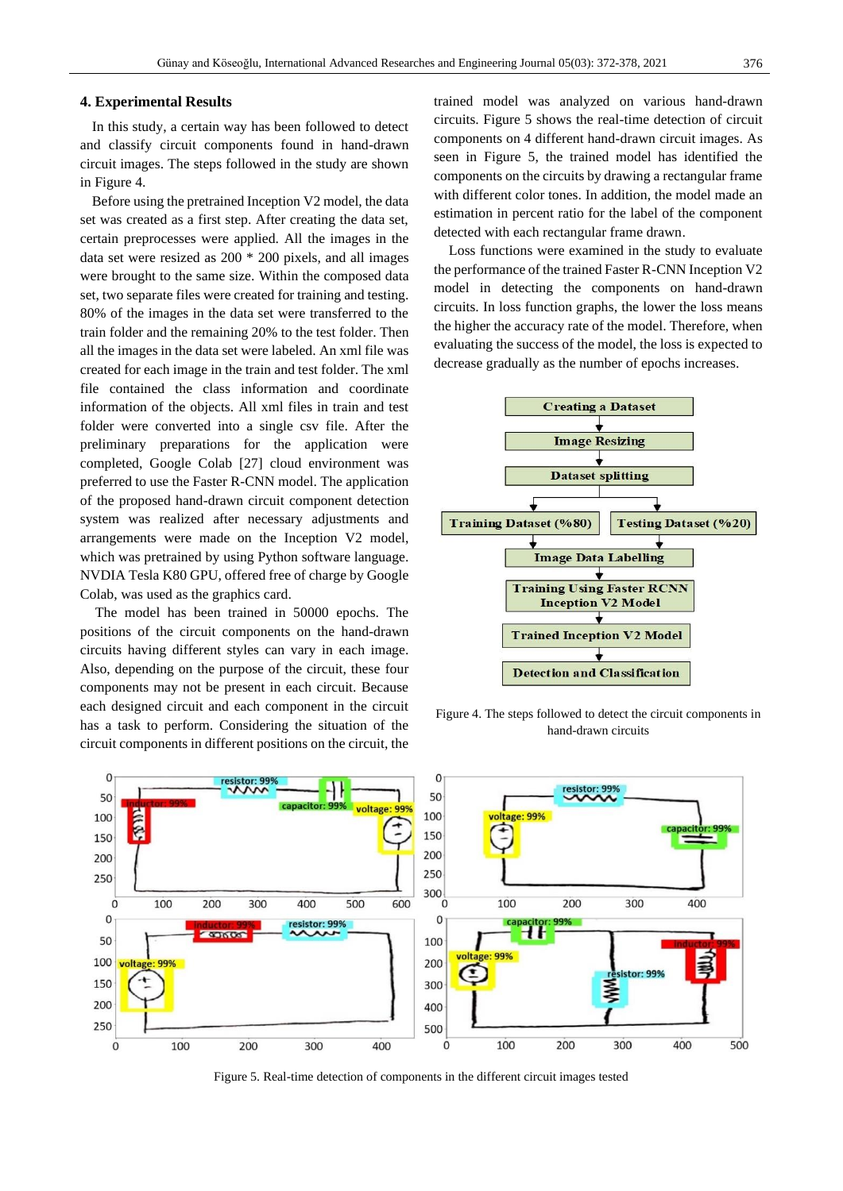## 4. Experimental Results

In this study, a certain way has been followed to detect and classify circuit components found in hand-drawn circuit images. The steps followed in the study are shown in Figure 4.

Before using the pretrained Inception V2 model, the data set was created as a first step. After creating the data set, certain preprocesses were applied. All the images in the data set were resized as 200 * 200 pixels, and all images were brought to the same size. Within the composed data set, two separate files were created for training and testing. 80% of the images in the data set were transferred to the train folder and the remaining 20% to the test folder. Then all the images in the data set were labeled. An xml file was created for each image in the train and test folder. The xml file contained the class information and coordinate information of the objects. All xml files in train and test folder were converted into a single csv file. After the preliminary preparations for the application were completed, Google Colab [27] cloud environment was preferred to use the Faster R-CNN model. The application of the proposed hand-drawn circuit component detection system was realized after necessary adjustments and arrangements were made on the Inception V2 model, which was pretrained by using Python software language. NVDIA Tesla K80 GPU, offered free of charge by Google Colab, was used as the graphics card.

The model has been trained in 50000 epochs. The positions of the circuit components on the hand-drawn circuits having different styles can vary in each image. Also, depending on the purpose of the circuit, these four components may not be present in each circuit. Because each designed circuit and each component in the circuit has a task to perform. Considering the situation of the circuit components in different positions on the circuit, the trained model was analyzed on various hand-drawn circuits. Figure 5 shows the real-time detection of circuit components on 4 different hand-drawn circuit images. As seen in Figure 5, the trained model has identified the components on the circuits by drawing a rectangular frame with different color tones. In addition, the model made an estimation in percent ratio for the label of the component detected with each rectangular frame drawn.

Loss functions were examined in the study to evaluate the performance of the trained Faster R-CNN Inception V2 model in detecting the components on hand-drawn circuits. In loss function graphs, the lower the loss means the higher the accuracy rate of the model. Therefore, when evaluating the success of the model, the loss is expected to decrease gradually as the number of epochs increases.

Creating a Dataset → Image Resizing → Dataset splitting → Training Dataset (%80) / Testing Dataset (%20) → Image Data Labelling → Training Using Faster RCNN Inception V2 Model → Trained Inception V2 Model → Detection and Classification

Figure 4. The steps followed to detect the circuit components in hand-drawn circuits

Figure 5. Real-time detection of components in the different circuit images tested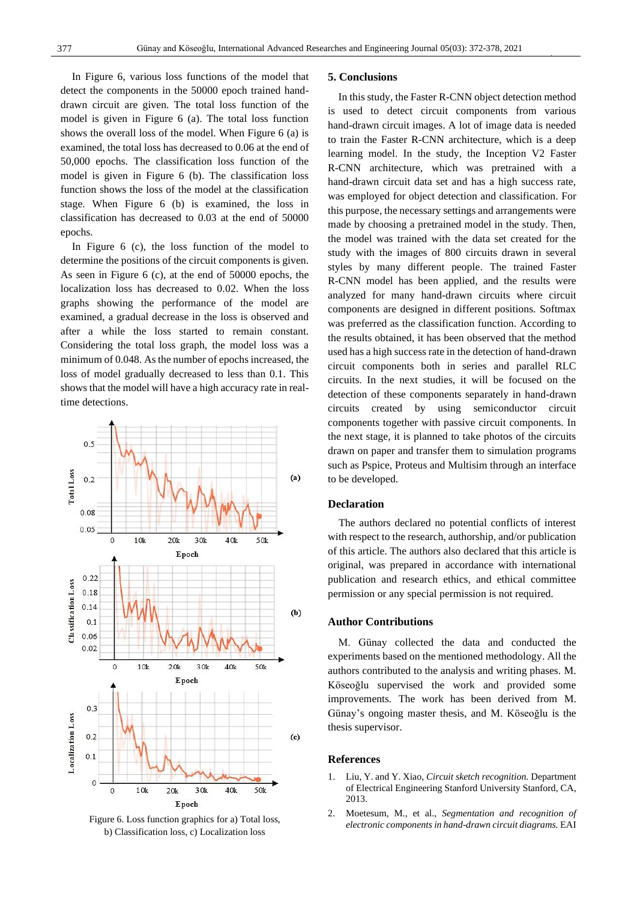In Figure 6, various loss functions of the model that detect the components in the 50000 epoch trained hand-drawn circuit are given. The total loss function of the model is given in Figure 6 (a). The total loss function shows the overall loss of the model. When Figure 6 (a) is examined, the total loss has decreased to 0.06 at the end of 50,000 epochs. The classification loss function of the model is given in Figure 6 (b). The classification loss function shows the loss of the model at the classification stage. When Figure 6 (b) is examined, the loss in classification has decreased to 0.03 at the end of 50000 epochs.

In Figure 6 (c), the loss function of the model to determine the positions of the circuit components is given. As seen in Figure 6 (c), at the end of 50000 epochs, the localization loss has decreased to 0.02. When the loss graphs showing the performance of the model are examined, a gradual decrease in the loss is observed and after a while the loss started to remain constant. Considering the total loss graph, the model loss was a minimum of 0.048. As the number of epochs increased, the loss of model gradually decreased to less than 0.1. This shows that the model will have a high accuracy rate in real-time detections.

Figure 6. Loss function graphics for a) Total loss, b) Classification loss, c) Localization loss

## 5. Conclusions

In this study, the Faster R-CNN object detection method is used to detect circuit components from various hand-drawn circuit images. A lot of image data is needed to train the Faster R-CNN architecture, which is a deep learning model. In the study, the Inception V2 Faster R-CNN architecture, which was pretrained with a hand-drawn circuit data set and has a high success rate, was employed for object detection and classification. For this purpose, the necessary settings and arrangements were made by choosing a pretrained model in the study. Then, the model was trained with the data set created for the study with the images of 800 circuits drawn in several styles by many different people. The trained Faster R-CNN model has been applied, and the results were analyzed for many hand-drawn circuits where circuit components are designed in different positions. Softmax was preferred as the classification function. According to the results obtained, it has been observed that the method used has a high success rate in the detection of hand-drawn circuit components both in series and parallel RLC circuits. In the next studies, it will be focused on the detection of these components separately in hand-drawn circuits created by using semiconductor circuit components together with passive circuit components. In the next stage, it is planned to take photos of the circuits drawn on paper and transfer them to simulation programs such as Pspice, Proteus and Multisim through an interface to be developed.

## Declaration

The authors declared no potential conflicts of interest with respect to the research, authorship, and/or publication of this article. The authors also declared that this article is original, was prepared in accordance with international publication and research ethics, and ethical committee permission or any special permission is not required.

## Author Contributions

M. Günay collected the data and conducted the experiments based on the mentioned methodology. All the authors contributed to the analysis and writing phases. M. Köseoğlu supervised the work and provided some improvements. The work has been derived from M. Günay's ongoing master thesis, and M. Köseoğlu is the thesis supervisor.

## References

1. Liu, Y. and Y. Xiao, *Circuit sketch recognition.* Department of Electrical Engineering Stanford University Stanford, CA, 2013.
2. Moetesum, M., et al., *Segmentation and recognition of electronic components in hand-drawn circuit diagrams.* EAI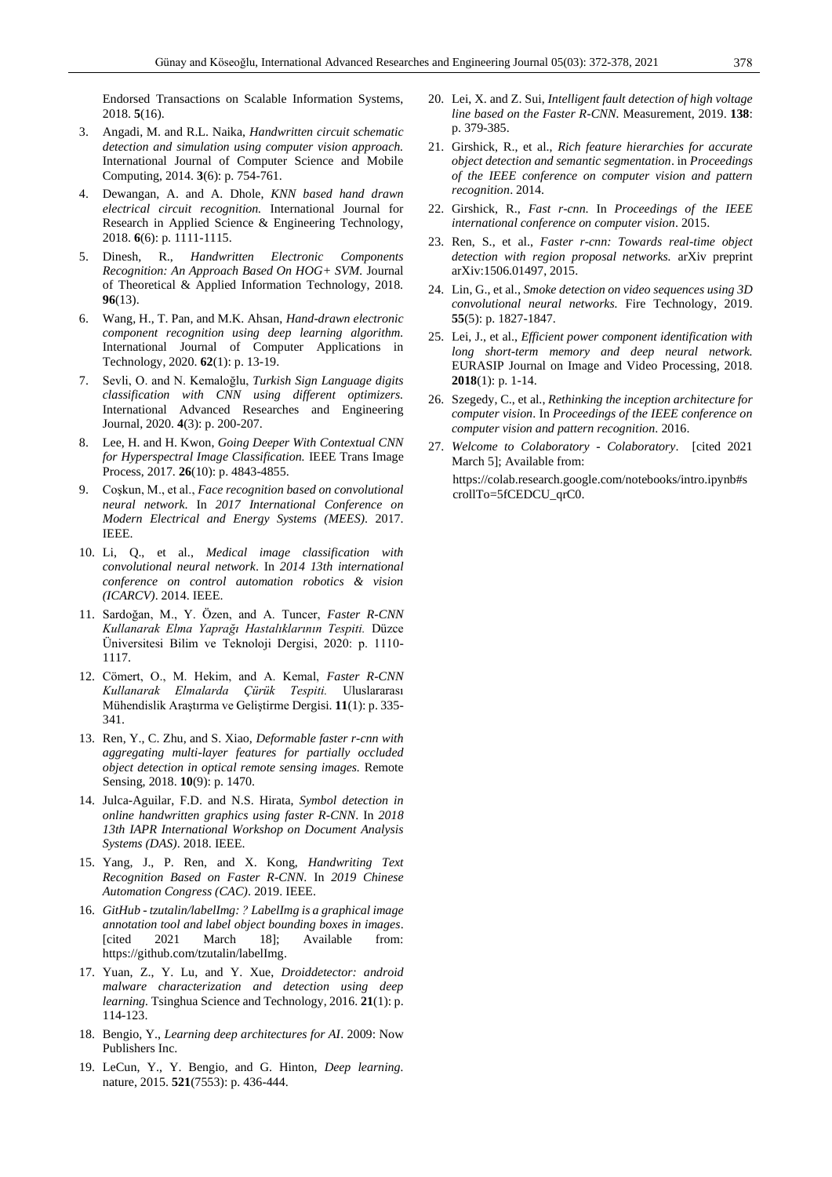Endorsed Transactions on Scalable Information Systems, 2018. **5**(16).

3. Angadi, M. and R.L. Naika, *Handwritten circuit schematic detection and simulation using computer vision approach.* International Journal of Computer Science and Mobile Computing, 2014. **3**(6): p. 754-761.
4. Dewangan, A. and A. Dhole, *KNN based hand drawn electrical circuit recognition.* International Journal for Research in Applied Science & Engineering Technology, 2018. **6**(6): p. 1111-1115.
5. Dinesh, R., *Handwritten Electronic Components Recognition: An Approach Based On HOG+ SVM.* Journal of Theoretical & Applied Information Technology, 2018. **96**(13).
6. Wang, H., T. Pan, and M.K. Ahsan, *Hand-drawn electronic component recognition using deep learning algorithm.* International Journal of Computer Applications in Technology, 2020. **62**(1): p. 13-19.
7. Sevli, O. and N. Kemaloğlu, *Turkish Sign Language digits classification with CNN using different optimizers.* International Advanced Researches and Engineering Journal, 2020. **4**(3): p. 200-207.
8. Lee, H. and H. Kwon, *Going Deeper With Contextual CNN for Hyperspectral Image Classification.* IEEE Trans Image Process, 2017. **26**(10): p. 4843-4855.
9. Coşkun, M., et al., *Face recognition based on convolutional neural network*. In *2017 International Conference on Modern Electrical and Energy Systems (MEES)*. 2017. IEEE.
10. Li, Q., et al., *Medical image classification with convolutional neural network*. In *2014 13th international conference on control automation robotics & vision (ICARCV)*. 2014. IEEE.
11. Sardoğan, M., Y. Özen, and A. Tuncer, *Faster R-CNN Kullanarak Elma Yaprağı Hastalıklarının Tespiti.* Düzce Üniversitesi Bilim ve Teknoloji Dergisi, 2020: p. 1110-1117.
12. Cömert, O., M. Hekim, and A. Kemal, *Faster R-CNN Kullanarak Elmalarda Çürük Tespiti.* Uluslararası Mühendislik Araştırma ve Geliştirme Dergisi. **11**(1): p. 335-341.
13. Ren, Y., C. Zhu, and S. Xiao, *Deformable faster r-cnn with aggregating multi-layer features for partially occluded object detection in optical remote sensing images.* Remote Sensing, 2018. **10**(9): p. 1470.
14. Julca-Aguilar, F.D. and N.S. Hirata, *Symbol detection in online handwritten graphics using faster R-CNN*. In *2018 13th IAPR International Workshop on Document Analysis Systems (DAS)*. 2018. IEEE.
15. Yang, J., P. Ren, and X. Kong, *Handwriting Text Recognition Based on Faster R-CNN*. In *2019 Chinese Automation Congress (CAC)*. 2019. IEEE.
16. *GitHub - tzutalin/labelImg: ? LabelImg is a graphical image annotation tool and label object bounding boxes in images*. [cited 2021 March 18]; Available from: https://github.com/tzutalin/labelImg.
17. Yuan, Z., Y. Lu, and Y. Xue, *Droiddetector: android malware characterization and detection using deep learning.* Tsinghua Science and Technology, 2016. **21**(1): p. 114-123.
18. Bengio, Y., *Learning deep architectures for AI*. 2009: Now Publishers Inc.
19. LeCun, Y., Y. Bengio, and G. Hinton, *Deep learning.* nature, 2015. **521**(7553): p. 436-444.
20. Lei, X. and Z. Sui, *Intelligent fault detection of high voltage line based on the Faster R-CNN.* Measurement, 2019. **138**: p. 379-385.
21. Girshick, R., et al., *Rich feature hierarchies for accurate object detection and semantic segmentation*. in *Proceedings of the IEEE conference on computer vision and pattern recognition*. 2014.
22. Girshick, R., *Fast r-cnn.* In *Proceedings of the IEEE international conference on computer vision*. 2015.
23. Ren, S., et al., *Faster r-cnn: Towards real-time object detection with region proposal networks.* arXiv preprint arXiv:1506.01497, 2015.
24. Lin, G., et al., *Smoke detection on video sequences using 3D convolutional neural networks.* Fire Technology, 2019. **55**(5): p. 1827-1847.
25. Lei, J., et al., *Efficient power component identification with long short-term memory and deep neural network.* EURASIP Journal on Image and Video Processing, 2018. **2018**(1): p. 1-14.
26. Szegedy, C., et al., *Rethinking the inception architecture for computer vision*. In *Proceedings of the IEEE conference on computer vision and pattern recognition*. 2016.
27. *Welcome to Colaboratory - Colaboratory*. [cited 2021 March 5]; Available from: https://colab.research.google.com/notebooks/intro.ipynb#scrollTo=5fCEDCU_qrC0.